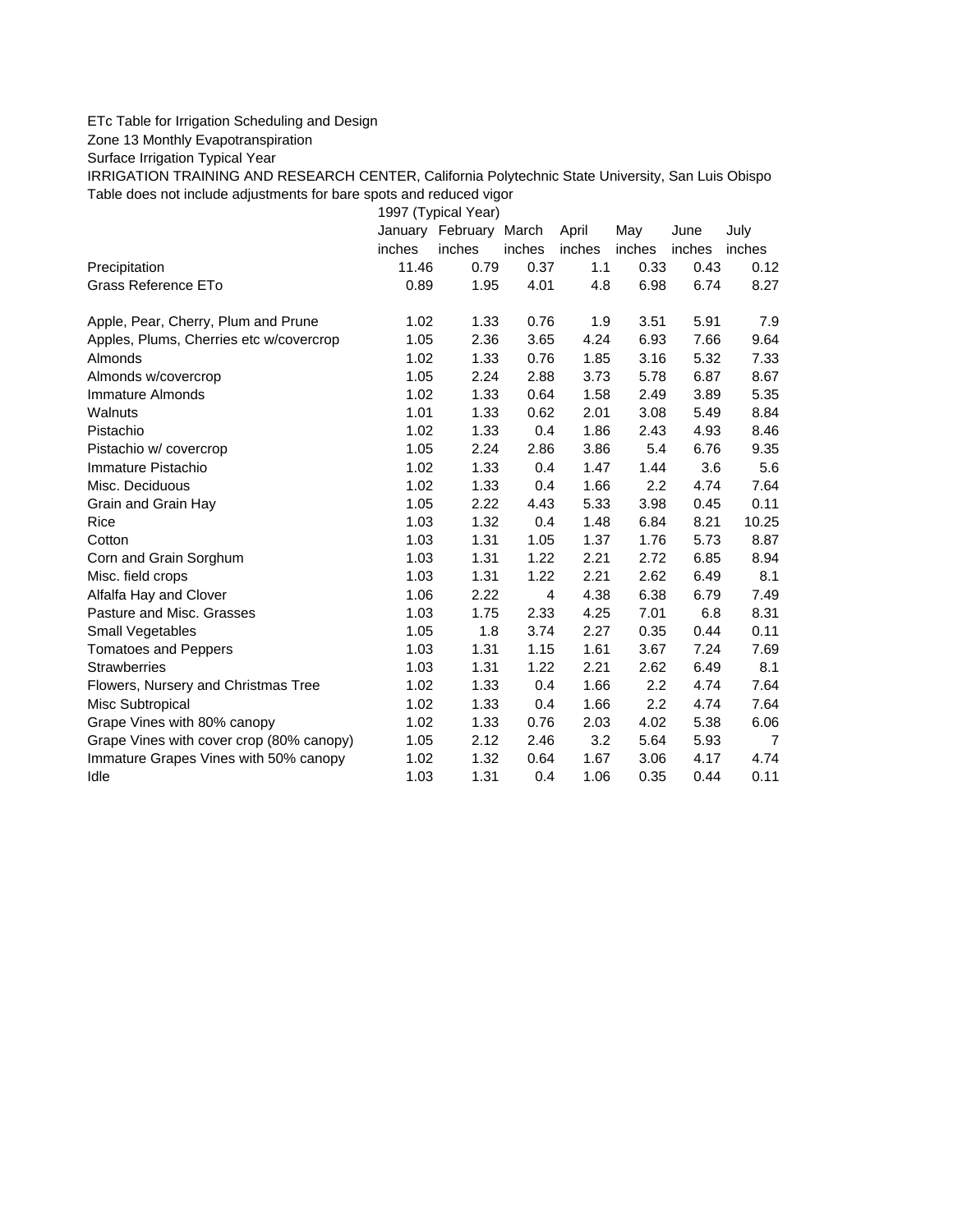ETc Table for Irrigation Scheduling and Design

Zone 13 Monthly Evapotranspiration

Surface Irrigation Typical Year

IRRIGATION TRAINING AND RESEARCH CENTER, California Polytechnic State University, San Luis Obispo

Table does not include adjustments for bare spots and reduced vigor

| | 1997 (Typical Year) | | | | | | |
|---|---|---|---|---|---|---|---|
| | January | February | March | April | May | June | July |
| | inches | inches | inches | inches | inches | inches | inches |
| Precipitation | 11.46 | 0.79 | 0.37 | 1.1 | 0.33 | 0.43 | 0.12 |
| Grass Reference ETo | 0.89 | 1.95 | 4.01 | 4.8 | 6.98 | 6.74 | 8.27 |
| | | | | | | | |
| Apple, Pear, Cherry, Plum and Prune | 1.02 | 1.33 | 0.76 | 1.9 | 3.51 | 5.91 | 7.9 |
| Apples, Plums, Cherries etc w/covercrop | 1.05 | 2.36 | 3.65 | 4.24 | 6.93 | 7.66 | 9.64 |
| Almonds | 1.02 | 1.33 | 0.76 | 1.85 | 3.16 | 5.32 | 7.33 |
| Almonds w/covercrop | 1.05 | 2.24 | 2.88 | 3.73 | 5.78 | 6.87 | 8.67 |
| Immature Almonds | 1.02 | 1.33 | 0.64 | 1.58 | 2.49 | 3.89 | 5.35 |
| Walnuts | 1.01 | 1.33 | 0.62 | 2.01 | 3.08 | 5.49 | 8.84 |
| Pistachio | 1.02 | 1.33 | 0.4 | 1.86 | 2.43 | 4.93 | 8.46 |
| Pistachio w/ covercrop | 1.05 | 2.24 | 2.86 | 3.86 | 5.4 | 6.76 | 9.35 |
| Immature Pistachio | 1.02 | 1.33 | 0.4 | 1.47 | 1.44 | 3.6 | 5.6 |
| Misc. Deciduous | 1.02 | 1.33 | 0.4 | 1.66 | 2.2 | 4.74 | 7.64 |
| Grain and Grain Hay | 1.05 | 2.22 | 4.43 | 5.33 | 3.98 | 0.45 | 0.11 |
| Rice | 1.03 | 1.32 | 0.4 | 1.48 | 6.84 | 8.21 | 10.25 |
| Cotton | 1.03 | 1.31 | 1.05 | 1.37 | 1.76 | 5.73 | 8.87 |
| Corn and Grain Sorghum | 1.03 | 1.31 | 1.22 | 2.21 | 2.72 | 6.85 | 8.94 |
| Misc. field crops | 1.03 | 1.31 | 1.22 | 2.21 | 2.62 | 6.49 | 8.1 |
| Alfalfa Hay and Clover | 1.06 | 2.22 | 4 | 4.38 | 6.38 | 6.79 | 7.49 |
| Pasture and Misc. Grasses | 1.03 | 1.75 | 2.33 | 4.25 | 7.01 | 6.8 | 8.31 |
| Small Vegetables | 1.05 | 1.8 | 3.74 | 2.27 | 0.35 | 0.44 | 0.11 |
| Tomatoes and Peppers | 1.03 | 1.31 | 1.15 | 1.61 | 3.67 | 7.24 | 7.69 |
| Strawberries | 1.03 | 1.31 | 1.22 | 2.21 | 2.62 | 6.49 | 8.1 |
| Flowers, Nursery and Christmas Tree | 1.02 | 1.33 | 0.4 | 1.66 | 2.2 | 4.74 | 7.64 |
| Misc Subtropical | 1.02 | 1.33 | 0.4 | 1.66 | 2.2 | 4.74 | 7.64 |
| Grape Vines with 80% canopy | 1.02 | 1.33 | 0.76 | 2.03 | 4.02 | 5.38 | 6.06 |
| Grape Vines with cover crop (80% canopy) | 1.05 | 2.12 | 2.46 | 3.2 | 5.64 | 5.93 | 7 |
| Immature Grapes Vines with 50% canopy | 1.02 | 1.32 | 0.64 | 1.67 | 3.06 | 4.17 | 4.74 |
| Idle | 1.03 | 1.31 | 0.4 | 1.06 | 0.35 | 0.44 | 0.11 |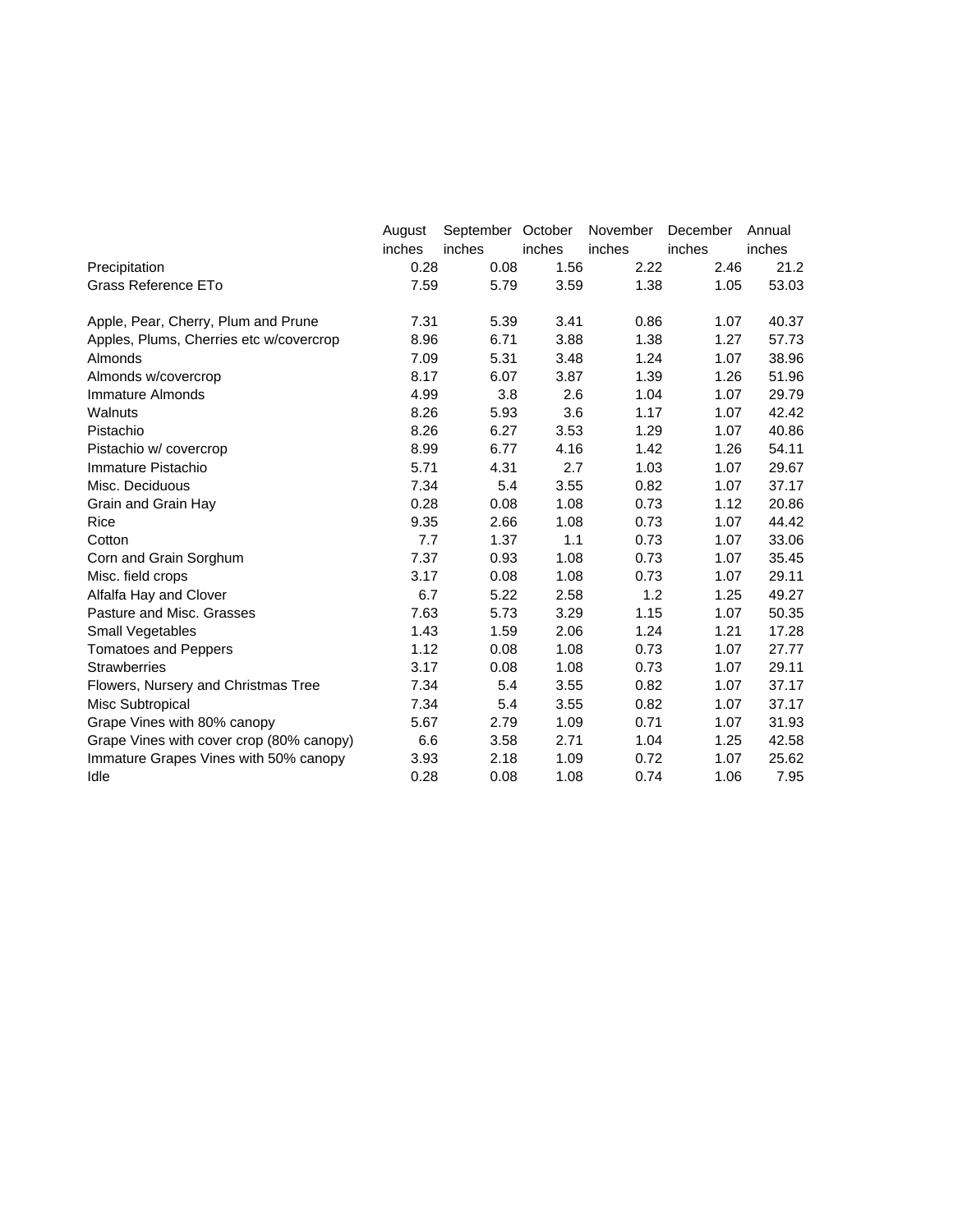| | August inches | September inches | October inches | November inches | December inches | Annual inches |
|---|---|---|---|---|---|---|
| Precipitation | 0.28 | 0.08 | 1.56 | 2.22 | 2.46 | 21.2 |
| Grass Reference ETo | 7.59 | 5.79 | 3.59 | 1.38 | 1.05 | 53.03 |
| | | | | | | |
| Apple, Pear, Cherry, Plum and Prune | 7.31 | 5.39 | 3.41 | 0.86 | 1.07 | 40.37 |
| Apples, Plums, Cherries etc w/covercrop | 8.96 | 6.71 | 3.88 | 1.38 | 1.27 | 57.73 |
| Almonds | 7.09 | 5.31 | 3.48 | 1.24 | 1.07 | 38.96 |
| Almonds w/covercrop | 8.17 | 6.07 | 3.87 | 1.39 | 1.26 | 51.96 |
| Immature Almonds | 4.99 | 3.8 | 2.6 | 1.04 | 1.07 | 29.79 |
| Walnuts | 8.26 | 5.93 | 3.6 | 1.17 | 1.07 | 42.42 |
| Pistachio | 8.26 | 6.27 | 3.53 | 1.29 | 1.07 | 40.86 |
| Pistachio w/ covercrop | 8.99 | 6.77 | 4.16 | 1.42 | 1.26 | 54.11 |
| Immature Pistachio | 5.71 | 4.31 | 2.7 | 1.03 | 1.07 | 29.67 |
| Misc. Deciduous | 7.34 | 5.4 | 3.55 | 0.82 | 1.07 | 37.17 |
| Grain and Grain Hay | 0.28 | 0.08 | 1.08 | 0.73 | 1.12 | 20.86 |
| Rice | 9.35 | 2.66 | 1.08 | 0.73 | 1.07 | 44.42 |
| Cotton | 7.7 | 1.37 | 1.1 | 0.73 | 1.07 | 33.06 |
| Corn and Grain Sorghum | 7.37 | 0.93 | 1.08 | 0.73 | 1.07 | 35.45 |
| Misc. field crops | 3.17 | 0.08 | 1.08 | 0.73 | 1.07 | 29.11 |
| Alfalfa Hay and Clover | 6.7 | 5.22 | 2.58 | 1.2 | 1.25 | 49.27 |
| Pasture and Misc. Grasses | 7.63 | 5.73 | 3.29 | 1.15 | 1.07 | 50.35 |
| Small Vegetables | 1.43 | 1.59 | 2.06 | 1.24 | 1.21 | 17.28 |
| Tomatoes and Peppers | 1.12 | 0.08 | 1.08 | 0.73 | 1.07 | 27.77 |
| Strawberries | 3.17 | 0.08 | 1.08 | 0.73 | 1.07 | 29.11 |
| Flowers, Nursery and Christmas Tree | 7.34 | 5.4 | 3.55 | 0.82 | 1.07 | 37.17 |
| Misc Subtropical | 7.34 | 5.4 | 3.55 | 0.82 | 1.07 | 37.17 |
| Grape Vines with 80% canopy | 5.67 | 2.79 | 1.09 | 0.71 | 1.07 | 31.93 |
| Grape Vines with cover crop (80% canopy) | 6.6 | 3.58 | 2.71 | 1.04 | 1.25 | 42.58 |
| Immature Grapes Vines with 50% canopy | 3.93 | 2.18 | 1.09 | 0.72 | 1.07 | 25.62 |
| Idle | 0.28 | 0.08 | 1.08 | 0.74 | 1.06 | 7.95 |